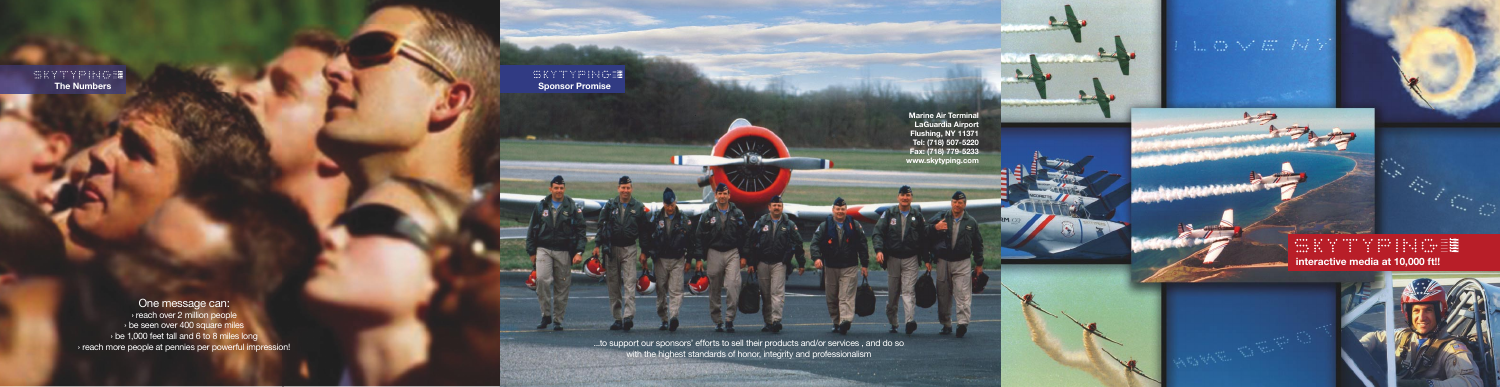SKYTYPING
**The Numbers**

One message can:
› reach over 2 million people
› be seen over 400 square miles
› be 1,000 feet tall and 6 to 8 miles long
› reach more people at pennies per powerful impression!

SKYTYPING
**Sponsor Promise**

**Marine Air Terminal**
**LaGuardia Airport**
**Flushing, NY 11371**
**Tel: (718) 507-5220**
**Fax: (718) 779-5233**
**www.skytyping.com**

...to support our sponsors' efforts to sell their products and/or services , and do so with the highest standards of honor, integrity and professionalism

SKYTYPING
**interactive media at 10,000 ft!!**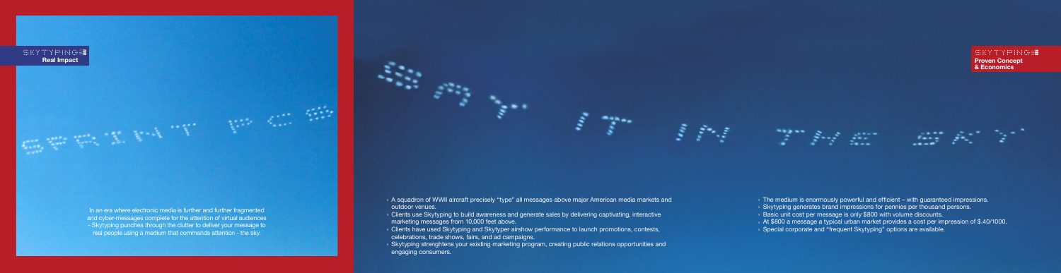SKYTYPING

**Real Impact**

SPRINT PCS

In an era where electronic media is further and further fragmented and cyber-messages complete for the attention of virtual audiences - Skytyping punches through the clutter to deliver your message to real people using a medium that commands attention - the sky.

SAY IT IN THE SKY

- A squadron of WWII aircraft precisely "type" all messages above major American media markets and outdoor venues.
- Clients use Skytyping to build awareness and generate sales by delivering captivating, interactive marketing messages from 10,000 feet above.
- Clients have used Skytyping and Skytyper airshow performance to launch promotions, contests, celebrations, trade shows, fairs, and ad campaigns.
- Skytyping strenghtens your existing marketing program, creating public relations opportunities and engaging consumers.

SKYTYPING

**Proven Concept & Economics**

- The medium is enormously powerful and efficient – with guaranteed impressions.
- Skytyping generates brand impressions for pennies per thousand persons.
- Basic unit cost per message is only $800 with volume discounts.
- At $800 a message a typical urban market provides a cost per impression of $.40/1000.
- Special corporate and "frequent Skytyping" options are available.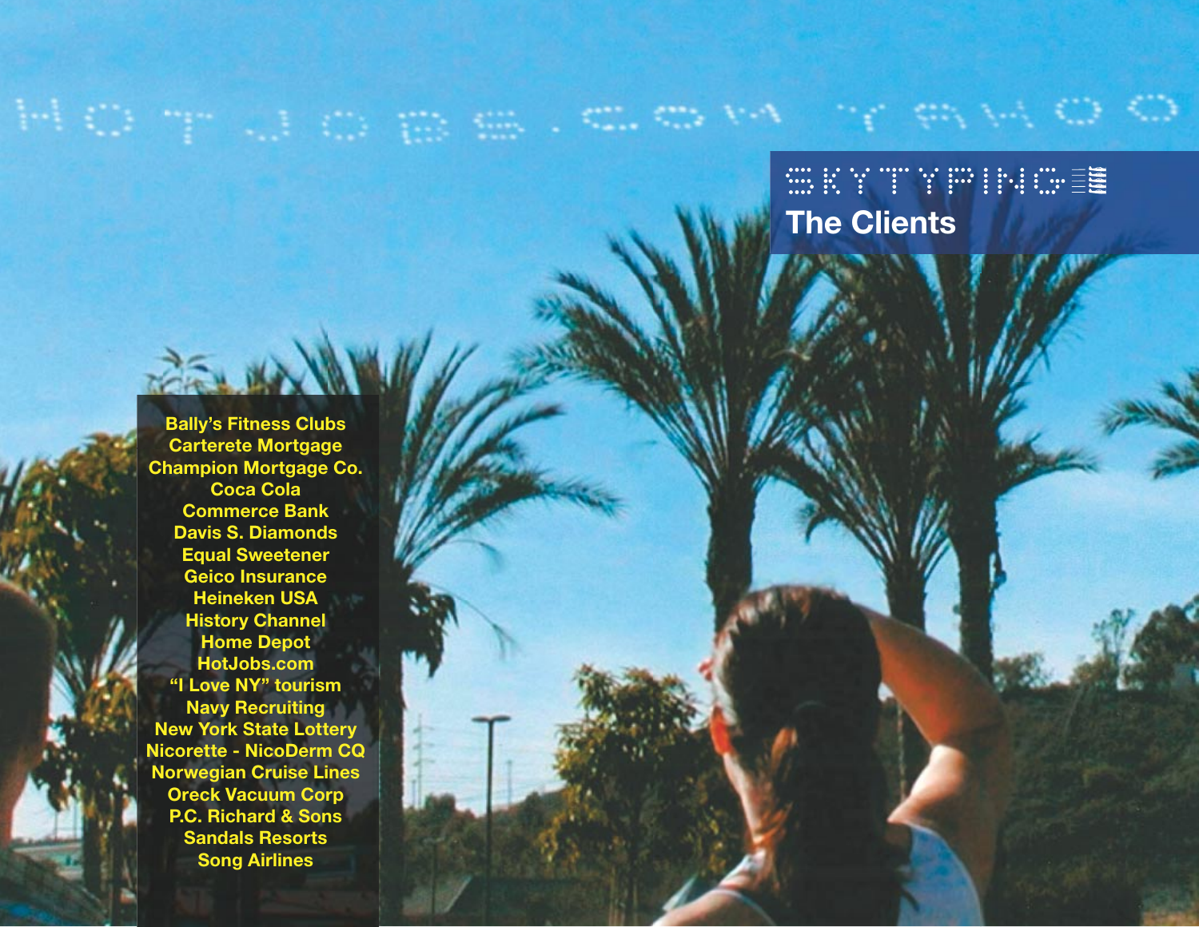HOTJOBS.COM YAHOO

SKYTYPING

## The Clients

Bally's Fitness Clubs
Carterete Mortgage
Champion Mortgage Co.
Coca Cola
Commerce Bank
Davis S. Diamonds
Equal Sweetener
Geico Insurance
Heineken USA
History Channel
Home Depot
HotJobs.com
"I Love NY" tourism
Navy Recruiting
New York State Lottery
Nicorette - NicoDerm CQ
Norwegian Cruise Lines
Oreck Vacuum Corp
P.C. Richard & Sons
Sandals Resorts
Song Airlines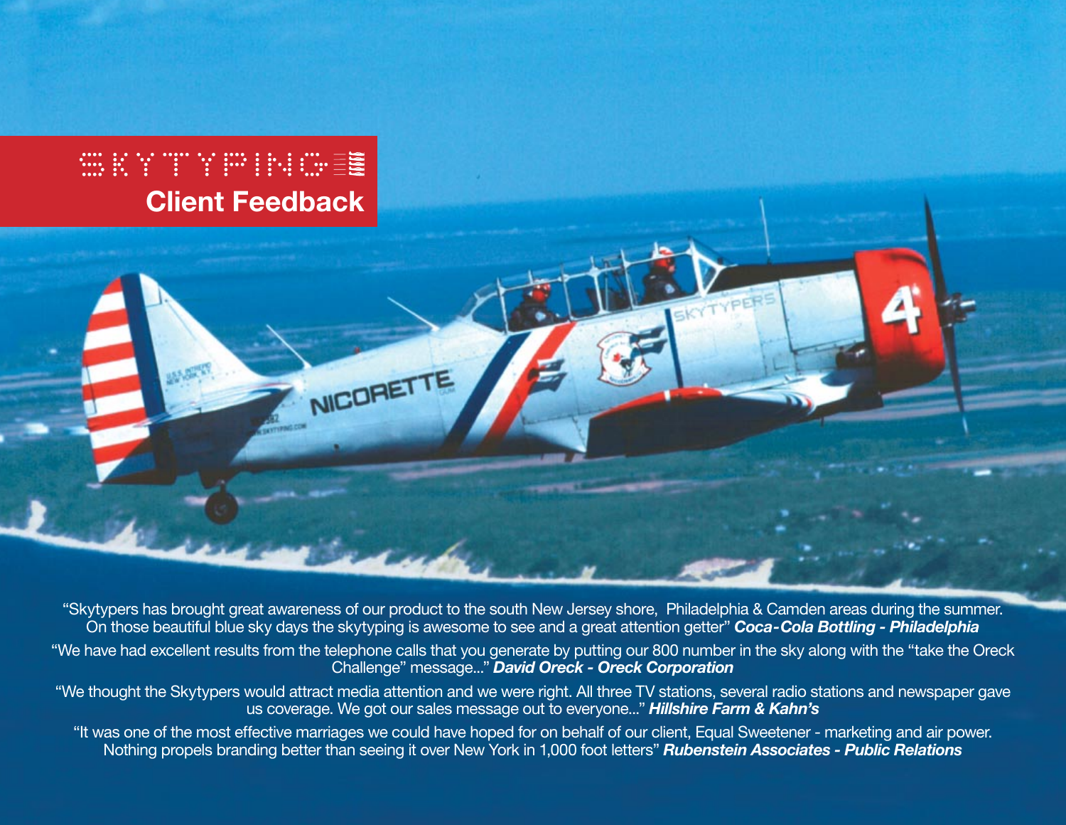# SKYTYPING

## Client Feedback

"Skytypers has brought great awareness of our product to the south New Jersey shore, Philadelphia & Camden areas during the summer. On those beautiful blue sky days the skytyping is awesome to see and a great attention getter" ***Coca-Cola Bottling - Philadelphia***

"We have had excellent results from the telephone calls that you generate by putting our 800 number in the sky along with the "take the Oreck Challenge" message..." ***David Oreck - Oreck Corporation***

"We thought the Skytypers would attract media attention and we were right. All three TV stations, several radio stations and newspaper gave us coverage. We got our sales message out to everyone..." ***Hillshire Farm & Kahn's***

"It was one of the most effective marriages we could have hoped for on behalf of our client, Equal Sweetener - marketing and air power. Nothing propels branding better than seeing it over New York in 1,000 foot letters" ***Rubenstein Associates - Public Relations***